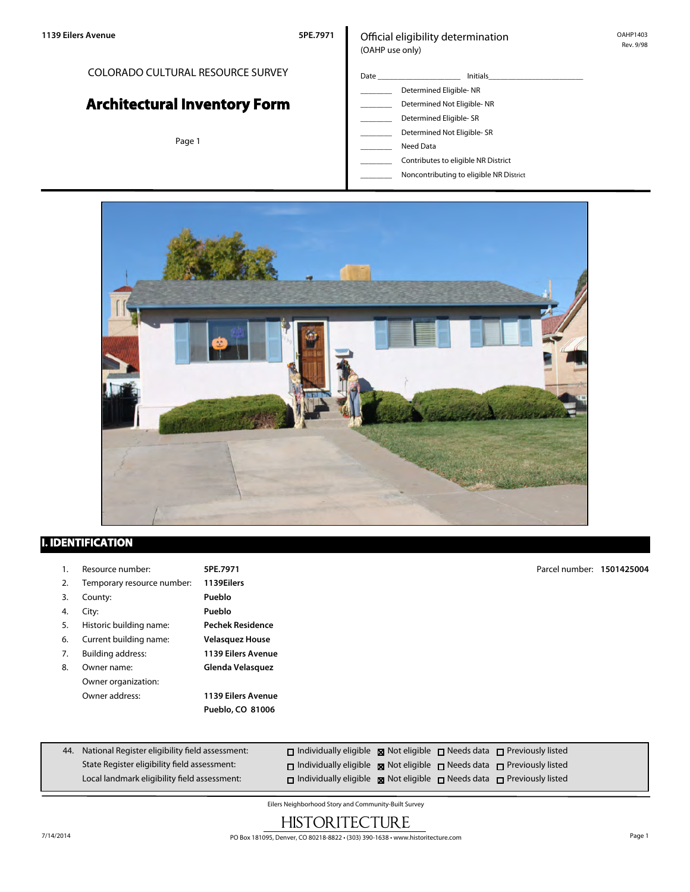1139 Eilers Avenue 5PE.7971

COLORADO CULTURAL RESOURCE SURVEY

# Architectural Inventory Form

Official eligibility determination
(OAHP use only)

OAHP1403
Rev. 9/98

Date ____________________ Initials______________________

________ Determined Eligible- NR
________ Determined Not Eligible- NR
________ Determined Eligible- SR
________ Determined Not Eligible- SR
________ Need Data
________ Contributes to eligible NR District
________ Noncontributing to eligible NR District

## I. IDENTIFICATION

1. Resource number: **5PE.7971**
2. Temporary resource number: **1139Eilers**
3. County: **Pueblo**
4. City: **Pueblo**
5. Historic building name: **Pechek Residence**
6. Current building name: **Velasquez House**
7. Building address: **1139 Eilers Avenue**
8. Owner name: **Glenda Velasquez**
   Owner organization:
   Owner address: **1139 Eilers Avenue**
   **Pueblo, CO 81006**

Parcel number: **1501425004**

| 44. | | | | |
|---|---|---|---|---|
| National Register eligibility field assessment: | ☐ Individually eligible | ☒ Not eligible | ☐ Needs data | ☐ Previously listed |
| State Register eligibility field assessment: | ☐ Individually eligible | ☒ Not eligible | ☐ Needs data | ☐ Previously listed |
| Local landmark eligibility field assessment: | ☐ Individually eligible | ☒ Not eligible | ☐ Needs data | ☐ Previously listed |

Eilers Neighborhood Story and Community-Built Survey

HISTORITECTURE
PO Box 181095, Denver, CO 80218-8822 • (303) 390-1638 • www.historitecture.com

7/14/2014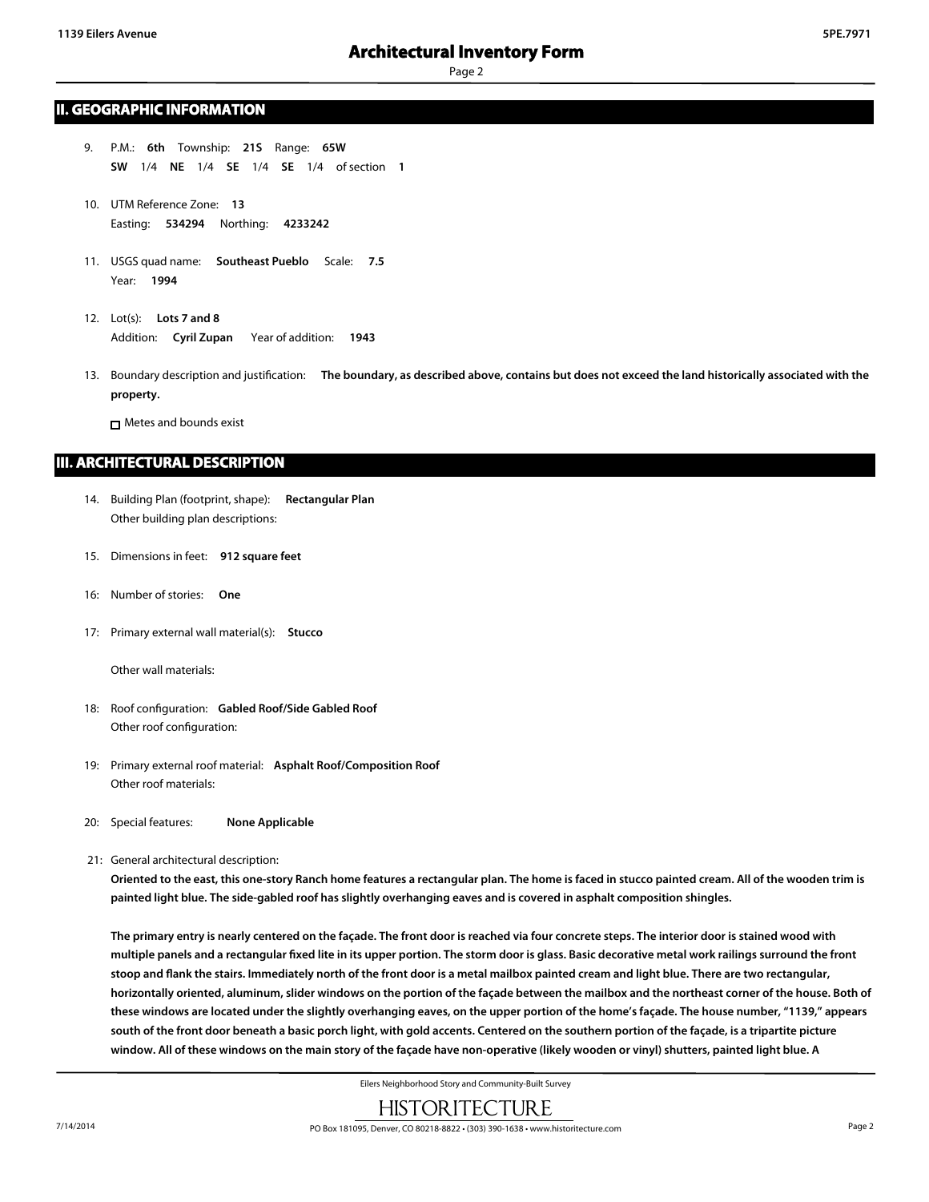## II. GEOGRAPHIC INFORMATION

9. P.M.: **6th** Township: **21S** Range: **65W**
   **SW** 1/4 **NE** 1/4 **SE** 1/4 **SE** 1/4 of section **1**

10. UTM Reference Zone: **13**
    Easting: **534294** Northing: **4233242**

11. USGS quad name: **Southeast Pueblo** Scale: **7.5**
    Year: **1994**

12. Lot(s): **Lots 7 and 8**
    Addition: **Cyril Zupan** Year of addition: **1943**

13. Boundary description and justification: **The boundary, as described above, contains but does not exceed the land historically associated with the property.**

    ☐ Metes and bounds exist

## III. ARCHITECTURAL DESCRIPTION

14. Building Plan (footprint, shape): **Rectangular Plan**
    Other building plan descriptions:

15. Dimensions in feet: **912 square feet**

16: Number of stories: **One**

17: Primary external wall material(s): **Stucco**

    Other wall materials:

18: Roof configuration: **Gabled Roof/Side Gabled Roof**
    Other roof configuration:

19: Primary external roof material: **Asphalt Roof/Composition Roof**
    Other roof materials:

20: Special features: **None Applicable**

21: General architectural description:

**Oriented to the east, this one-story Ranch home features a rectangular plan. The home is faced in stucco painted cream. All of the wooden trim is painted light blue. The side-gabled roof has slightly overhanging eaves and is covered in asphalt composition shingles.**

**The primary entry is nearly centered on the façade. The front door is reached via four concrete steps. The interior door is stained wood with multiple panels and a rectangular fixed lite in its upper portion. The storm door is glass. Basic decorative metal work railings surround the front stoop and flank the stairs. Immediately north of the front door is a metal mailbox painted cream and light blue. There are two rectangular, horizontally oriented, aluminum, slider windows on the portion of the façade between the mailbox and the northeast corner of the house. Both of these windows are located under the slightly overhanging eaves, on the upper portion of the home's façade. The house number, "1139," appears south of the front door beneath a basic porch light, with gold accents. Centered on the southern portion of the façade, is a tripartite picture window. All of these windows on the main story of the façade have non-operative (likely wooden or vinyl) shutters, painted light blue. A**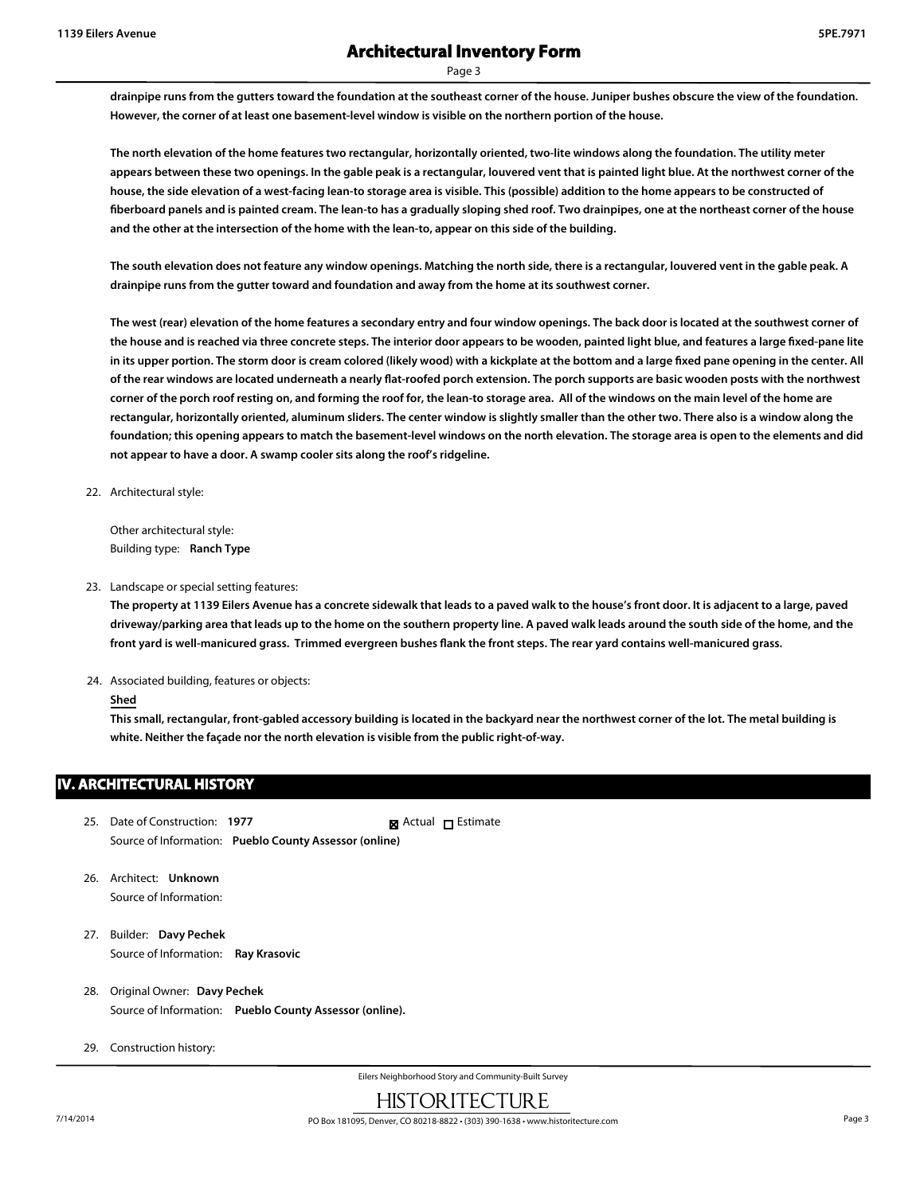**drainpipe runs from the gutters toward the foundation at the southeast corner of the house. Juniper bushes obscure the view of the foundation. However, the corner of at least one basement-level window is visible on the northern portion of the house.**

**The north elevation of the home features two rectangular, horizontally oriented, two-lite windows along the foundation. The utility meter appears between these two openings. In the gable peak is a rectangular, louvered vent that is painted light blue. At the northwest corner of the house, the side elevation of a west-facing lean-to storage area is visible. This (possible) addition to the home appears to be constructed of fiberboard panels and is painted cream. The lean-to has a gradually sloping shed roof. Two drainpipes, one at the northeast corner of the house and the other at the intersection of the home with the lean-to, appear on this side of the building.**

**The south elevation does not feature any window openings. Matching the north side, there is a rectangular, louvered vent in the gable peak. A drainpipe runs from the gutter toward and foundation and away from the home at its southwest corner.**

**The west (rear) elevation of the home features a secondary entry and four window openings. The back door is located at the southwest corner of the house and is reached via three concrete steps. The interior door appears to be wooden, painted light blue, and features a large fixed-pane lite in its upper portion. The storm door is cream colored (likely wood) with a kickplate at the bottom and a large fixed pane opening in the center. All of the rear windows are located underneath a nearly flat-roofed porch extension. The porch supports are basic wooden posts with the northwest corner of the porch roof resting on, and forming the roof for, the lean-to storage area. All of the windows on the main level of the home are rectangular, horizontally oriented, aluminum sliders. The center window is slightly smaller than the other two. There also is a window along the foundation; this opening appears to match the basement-level windows on the north elevation. The storage area is open to the elements and did not appear to have a door. A swamp cooler sits along the roof's ridgeline.**

22. Architectural style:

    Other architectural style:
    Building type: **Ranch Type**

23. Landscape or special setting features:
    **The property at 1139 Eilers Avenue has a concrete sidewalk that leads to a paved walk to the house's front door. It is adjacent to a large, paved driveway/parking area that leads up to the home on the southern property line. A paved walk leads around the south side of the home, and the front yard is well-manicured grass. Trimmed evergreen bushes flank the front steps. The rear yard contains well-manicured grass.**

24. Associated building, features or objects:
    **Shed**
    **This small, rectangular, front-gabled accessory building is located in the backyard near the northwest corner of the lot. The metal building is white. Neither the façade nor the north elevation is visible from the public right-of-way.**

## IV. ARCHITECTURAL HISTORY

25. Date of Construction: **1977** ☒ Actual ☐ Estimate
    Source of Information: **Pueblo County Assessor (online)**

26. Architect: **Unknown**
    Source of Information:

27. Builder: **Davy Pechek**
    Source of Information: **Ray Krasovic**

28. Original Owner: **Davy Pechek**
    Source of Information: **Pueblo County Assessor (online).**

29. Construction history: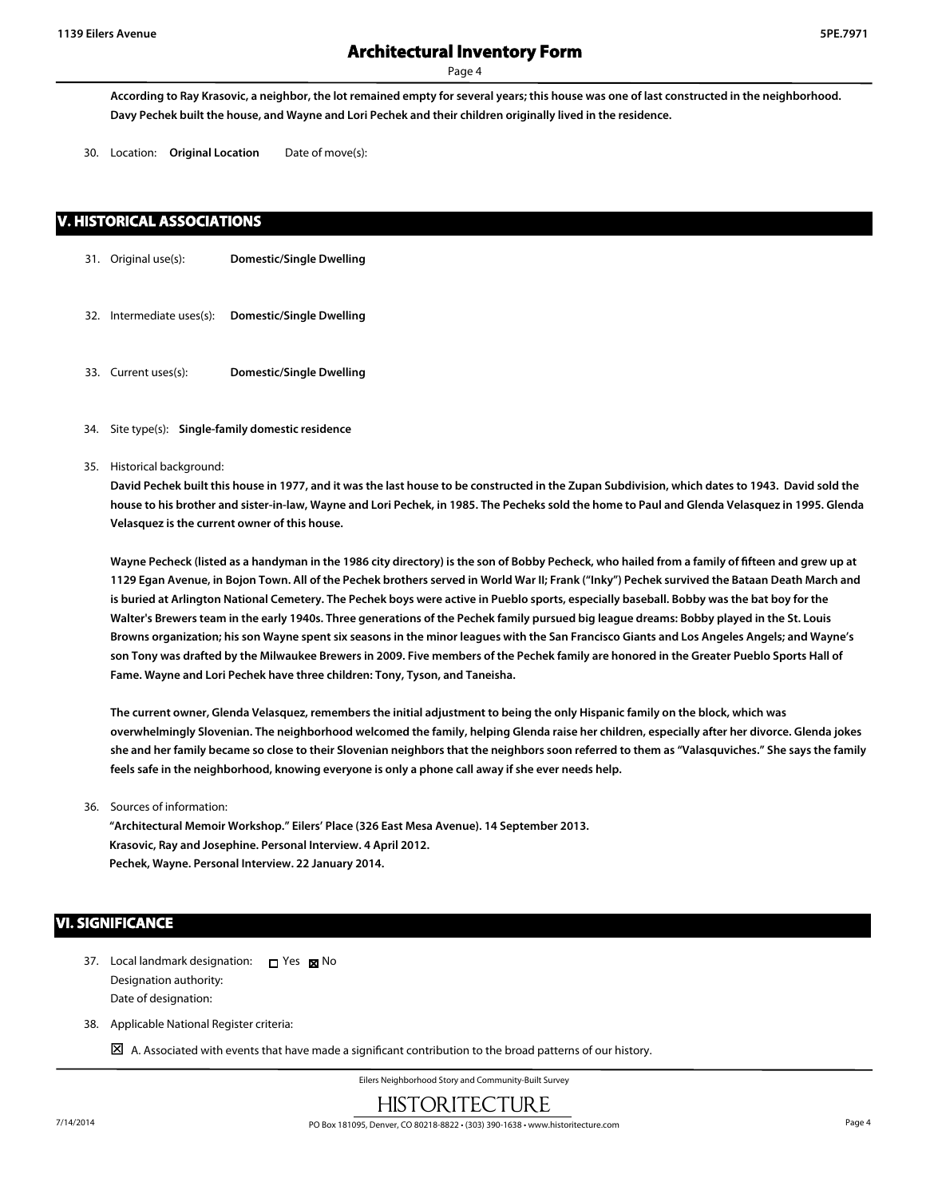According to Ray Krasovic, a neighbor, the lot remained empty for several years; this house was one of last constructed in the neighborhood. Davy Pechek built the house, and Wayne and Lori Pechek and their children originally lived in the residence.

30. Location: **Original Location** Date of move(s):

## V. HISTORICAL ASSOCIATIONS

31. Original use(s): **Domestic/Single Dwelling**

32. Intermediate uses(s): **Domestic/Single Dwelling**

33. Current uses(s): **Domestic/Single Dwelling**

34. Site type(s): **Single-family domestic residence**

35. Historical background:

**David Pechek built this house in 1977, and it was the last house to be constructed in the Zupan Subdivision, which dates to 1943. David sold the house to his brother and sister-in-law, Wayne and Lori Pechek, in 1985. The Pecheks sold the home to Paul and Glenda Velasquez in 1995. Glenda Velasquez is the current owner of this house.**

**Wayne Pecheck (listed as a handyman in the 1986 city directory) is the son of Bobby Pecheck, who hailed from a family of fifteen and grew up at 1129 Egan Avenue, in Bojon Town. All of the Pechek brothers served in World War II; Frank ("Inky") Pechek survived the Bataan Death March and is buried at Arlington National Cemetery. The Pechek boys were active in Pueblo sports, especially baseball. Bobby was the bat boy for the Walter's Brewers team in the early 1940s. Three generations of the Pechek family pursued big league dreams: Bobby played in the St. Louis Browns organization; his son Wayne spent six seasons in the minor leagues with the San Francisco Giants and Los Angeles Angels; and Wayne's son Tony was drafted by the Milwaukee Brewers in 2009. Five members of the Pechek family are honored in the Greater Pueblo Sports Hall of Fame. Wayne and Lori Pechek have three children: Tony, Tyson, and Taneisha.**

**The current owner, Glenda Velasquez, remembers the initial adjustment to being the only Hispanic family on the block, which was overwhelmingly Slovenian. The neighborhood welcomed the family, helping Glenda raise her children, especially after her divorce. Glenda jokes she and her family became so close to their Slovenian neighbors that the neighbors soon referred to them as "Valasquviches." She says the family feels safe in the neighborhood, knowing everyone is only a phone call away if she ever needs help.**

36. Sources of information:

**"Architectural Memoir Workshop." Eilers' Place (326 East Mesa Avenue). 14 September 2013.**
**Krasovic, Ray and Josephine. Personal Interview. 4 April 2012.**
**Pechek, Wayne. Personal Interview. 22 January 2014.**

## VI. SIGNIFICANCE

37. Local landmark designation: ☐ Yes ☒ No
Designation authority:
Date of designation:

38. Applicable National Register criteria:

☒ A. Associated with events that have made a significant contribution to the broad patterns of our history.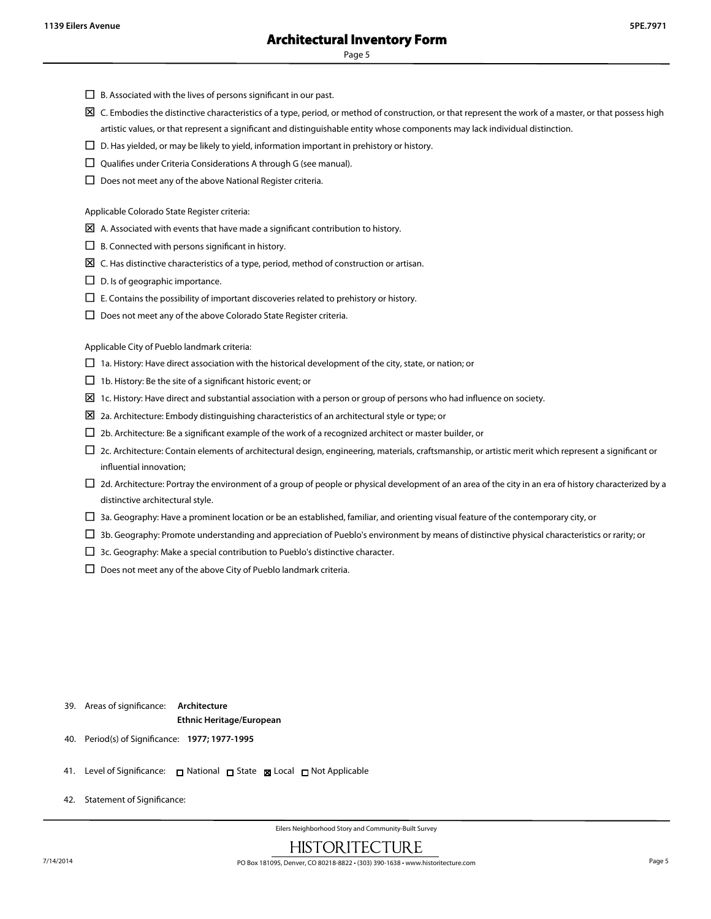- ☐ B. Associated with the lives of persons significant in our past.
- ☒ C. Embodies the distinctive characteristics of a type, period, or method of construction, or that represent the work of a master, or that possess high artistic values, or that represent a significant and distinguishable entity whose components may lack individual distinction.
- ☐ D. Has yielded, or may be likely to yield, information important in prehistory or history.
- ☐ Qualifies under Criteria Considerations A through G (see manual).
- ☐ Does not meet any of the above National Register criteria.

Applicable Colorado State Register criteria:

- ☒ A. Associated with events that have made a significant contribution to history.
- ☐ B. Connected with persons significant in history.
- ☒ C. Has distinctive characteristics of a type, period, method of construction or artisan.
- ☐ D. Is of geographic importance.
- ☐ E. Contains the possibility of important discoveries related to prehistory or history.
- ☐ Does not meet any of the above Colorado State Register criteria.

Applicable City of Pueblo landmark criteria:

- ☐ 1a. History: Have direct association with the historical development of the city, state, or nation; or
- ☐ 1b. History: Be the site of a significant historic event; or
- ☒ 1c. History: Have direct and substantial association with a person or group of persons who had influence on society.
- ☒ 2a. Architecture: Embody distinguishing characteristics of an architectural style or type; or
- ☐ 2b. Architecture: Be a significant example of the work of a recognized architect or master builder, or
- ☐ 2c. Architecture: Contain elements of architectural design, engineering, materials, craftsmanship, or artistic merit which represent a significant or influential innovation;
- ☐ 2d. Architecture: Portray the environment of a group of people or physical development of an area of the city in an era of history characterized by a distinctive architectural style.
- ☐ 3a. Geography: Have a prominent location or be an established, familiar, and orienting visual feature of the contemporary city, or
- ☐ 3b. Geography: Promote understanding and appreciation of Pueblo's environment by means of distinctive physical characteristics or rarity; or
- ☐ 3c. Geography: Make a special contribution to Pueblo's distinctive character.
- ☐ Does not meet any of the above City of Pueblo landmark criteria.

39. Areas of significance: **Architecture**
    **Ethnic Heritage/European**

40. Period(s) of Significance: **1977; 1977-1995**

41. Level of Significance: ☐ National ☐ State ☒ Local ☐ Not Applicable

42. Statement of Significance: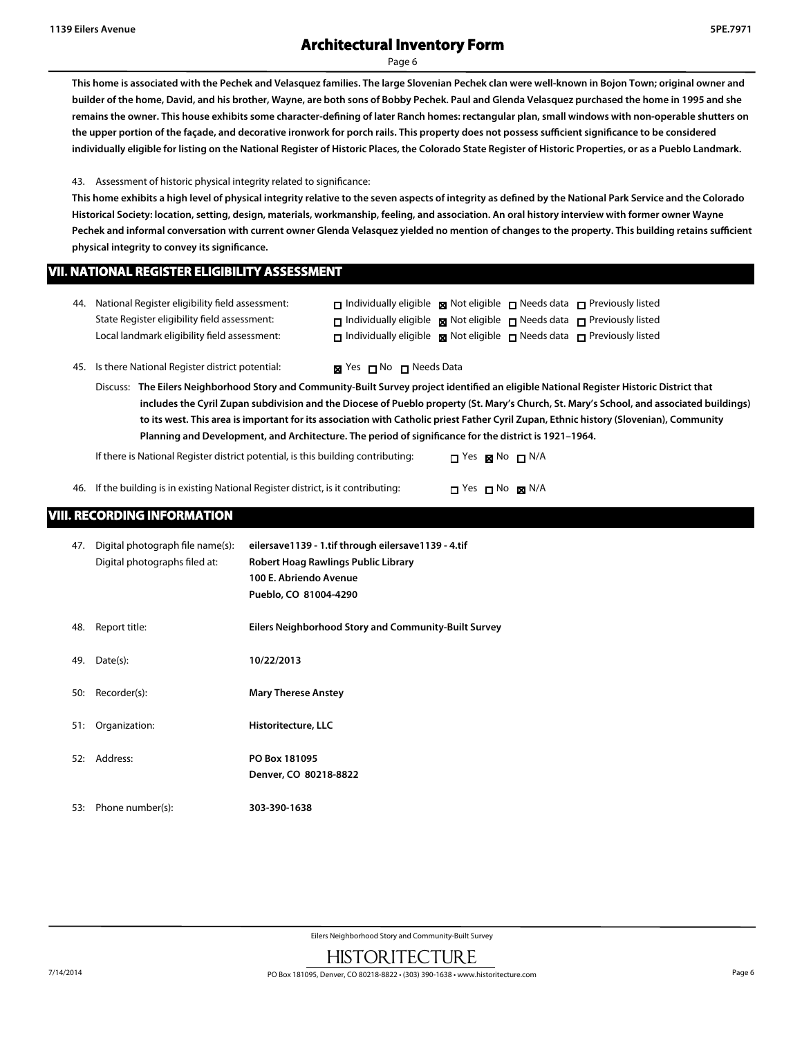**This home is associated with the Pechek and Velasquez families. The large Slovenian Pechek clan were well-known in Bojon Town; original owner and builder of the home, David, and his brother, Wayne, are both sons of Bobby Pechek. Paul and Glenda Velasquez purchased the home in 1995 and she remains the owner. This house exhibits some character-defining of later Ranch homes: rectangular plan, small windows with non-operable shutters on the upper portion of the façade, and decorative ironwork for porch rails. This property does not possess sufficient significance to be considered individually eligible for listing on the National Register of Historic Places, the Colorado State Register of Historic Properties, or as a Pueblo Landmark.**

43. Assessment of historic physical integrity related to significance:

**This home exhibits a high level of physical integrity relative to the seven aspects of integrity as defined by the National Park Service and the Colorado Historical Society: location, setting, design, materials, workmanship, feeling, and association. An oral history interview with former owner Wayne Pechek and informal conversation with current owner Glenda Velasquez yielded no mention of changes to the property. This building retains sufficient physical integrity to convey its significance.**

## VII. NATIONAL REGISTER ELIGIBILITY ASSESSMENT

44. National Register eligibility field assessment: ☐ Individually eligible ☒ Not eligible ☐ Needs data ☐ Previously listed
State Register eligibility field assessment: ☐ Individually eligible ☒ Not eligible ☐ Needs data ☐ Previously listed
Local landmark eligibility field assessment: ☐ Individually eligible ☒ Not eligible ☐ Needs data ☐ Previously listed

45. Is there National Register district potential: ☒ Yes ☐ No ☐ Needs Data

Discuss: **The Eilers Neighborhood Story and Community-Built Survey project identified an eligible National Register Historic District that includes the Cyril Zupan subdivision and the Diocese of Pueblo property (St. Mary's Church, St. Mary's School, and associated buildings) to its west. This area is important for its association with Catholic priest Father Cyril Zupan, Ethnic history (Slovenian), Community Planning and Development, and Architecture. The period of significance for the district is 1921–1964.**

If there is National Register district potential, is this building contributing: ☐ Yes ☒ No ☐ N/A

46. If the building is in existing National Register district, is it contributing: ☐ Yes ☐ No ☒ N/A

## VIII. RECORDING INFORMATION

47. Digital photograph file name(s): **eilersave1139 - 1.tif through eilersave1139 - 4.tif**
Digital photographs filed at: **Robert Hoag Rawlings Public Library**
**100 E. Abriendo Avenue**
**Pueblo, CO 81004-4290**

48. Report title: **Eilers Neighborhood Story and Community-Built Survey**

49. Date(s): **10/22/2013**

50: Recorder(s): **Mary Therese Anstey**

51: Organization: **Historitecture, LLC**

52: Address: **PO Box 181095**
**Denver, CO 80218-8822**

53: Phone number(s): **303-390-1638**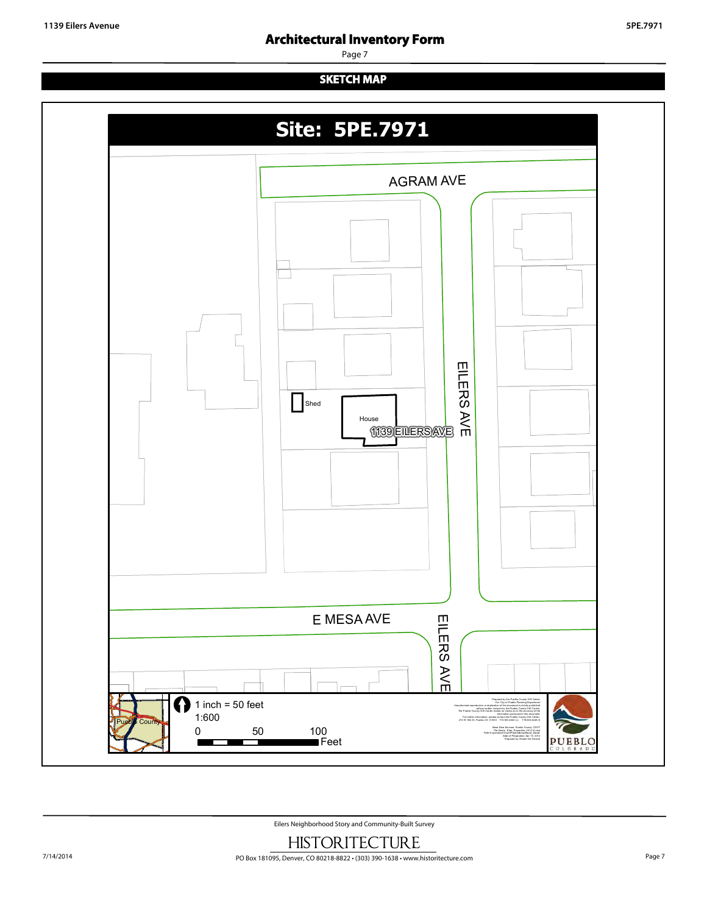## SKETCH MAP

# Site: 5PE.7971

AGRAM AVE

EILERS AVE

Shed

House

1139 EILERS AVE

E MESA AVE

EILERS AVE

Pueblo County

1 inch = 50 feet

1:600

0 50 100 Feet

PUEBLO COLORADO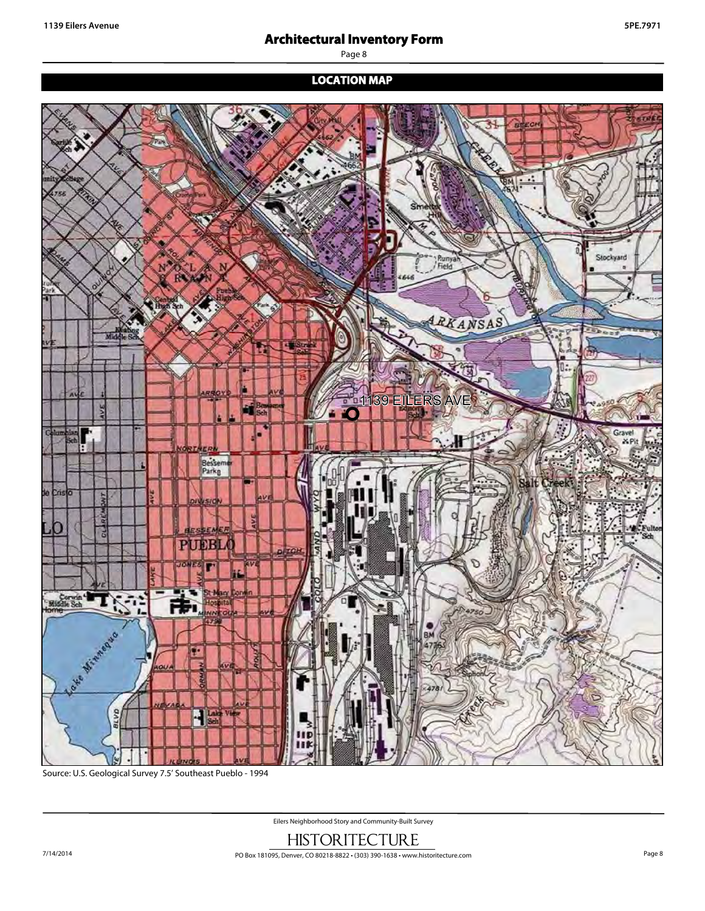## LOCATION MAP

1139 EILERS AVE

Source: U.S. Geological Survey 7.5' Southeast Pueblo - 1994